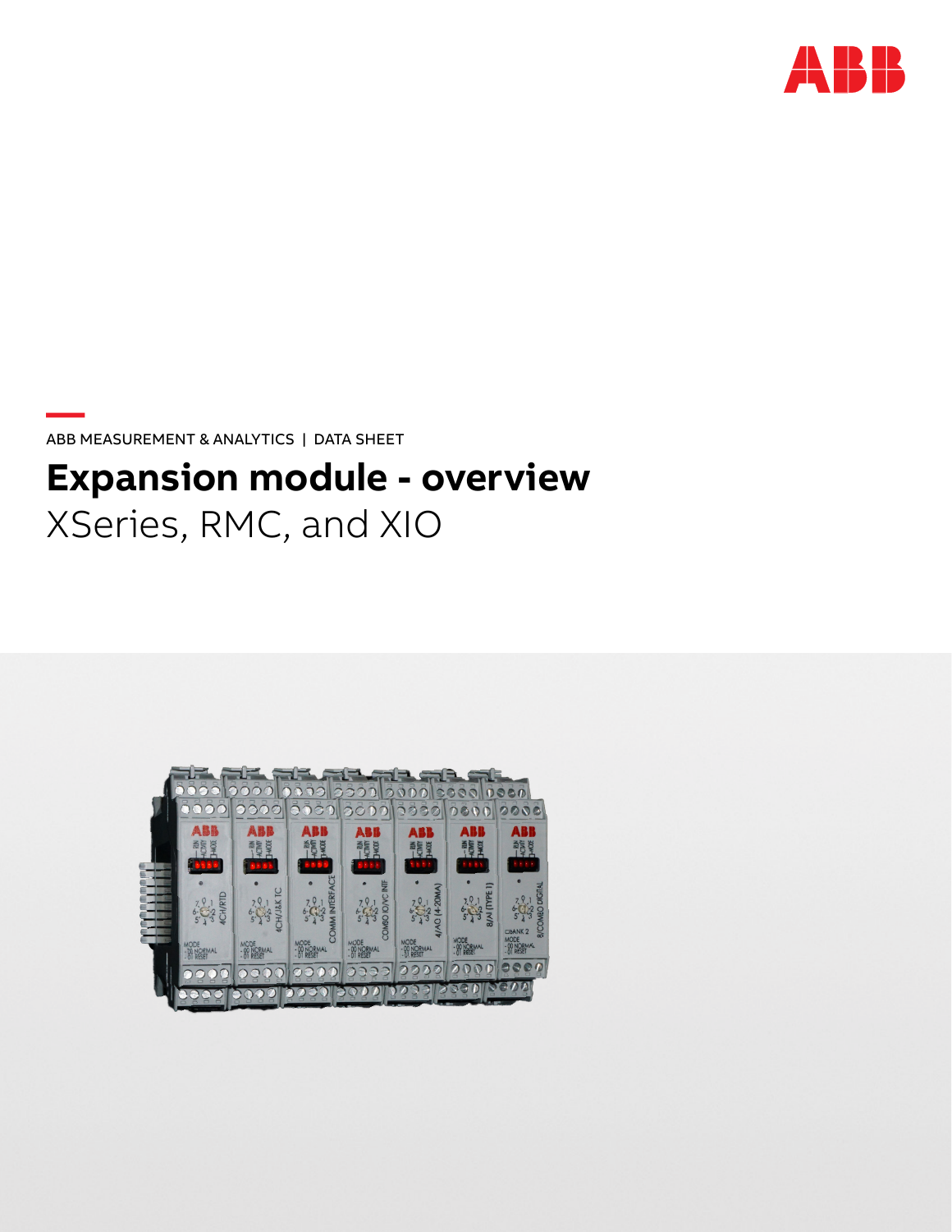ABB MEASUREMENT & ANALYTICS | DATA SHEET

# Expansion module - overview

XSeries, RMC, and XIO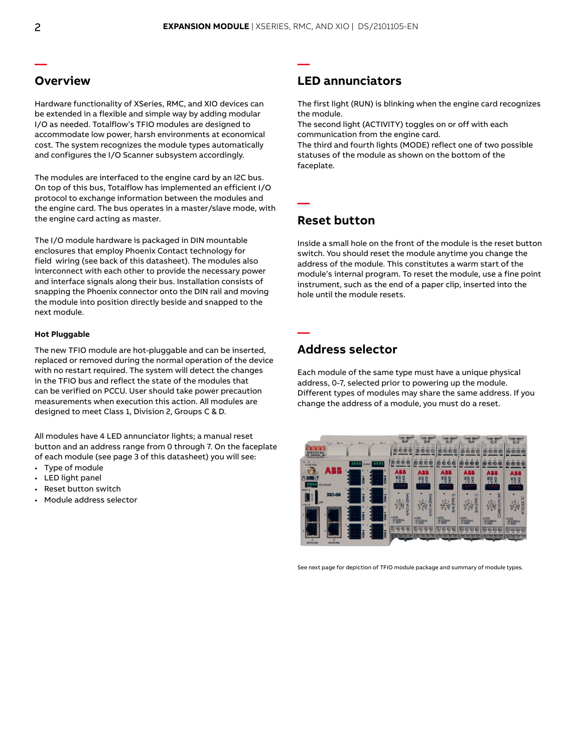## Overview

Hardware functionality of XSeries, RMC, and XIO devices can be extended in a flexible and simple way by adding modular I/O as needed. Totalflow's TFIO modules are designed to accommodate low power, harsh environments at economical cost. The system recognizes the module types automatically and configures the I/O Scanner subsystem accordingly.

The modules are interfaced to the engine card by an I2C bus. On top of this bus, Totalflow has implemented an efficient I/O protocol to exchange information between the modules and the engine card. The bus operates in a master/slave mode, with the engine card acting as master.

The I/O module hardware is packaged in DIN mountable enclosures that employ Phoenix Contact technology for field wiring (see back of this datasheet). The modules also interconnect with each other to provide the necessary power and interface signals along their bus. Installation consists of snapping the Phoenix connector onto the DIN rail and moving the module into position directly beside and snapped to the next module.

**Hot Pluggable**

The new TFIO module are hot-pluggable and can be inserted, replaced or removed during the normal operation of the device with no restart required. The system will detect the changes in the TFIO bus and reflect the state of the modules that can be verified on PCCU. User should take power precaution measurements when execution this action. All modules are designed to meet Class 1, Division 2, Groups C & D.

All modules have 4 LED annunciator lights; a manual reset button and an address range from 0 through 7. On the faceplate of each module (see page 3 of this datasheet) you will see:

- Type of module
- LED light panel
- Reset button switch
- Module address selector

## LED annunciators

The first light (RUN) is blinking when the engine card recognizes the module.
The second light (ACTIVITY) toggles on or off with each communication from the engine card.
The third and fourth lights (MODE) reflect one of two possible statuses of the module as shown on the bottom of the faceplate.

## Reset button

Inside a small hole on the front of the module is the reset button switch. You should reset the module anytime you change the address of the module. This constitutes a warm start of the module's internal program. To reset the module, use a fine point instrument, such as the end of a paper clip, inserted into the hole until the module resets.

## Address selector

Each module of the same type must have a unique physical address, 0-7, selected prior to powering up the module. Different types of modules may share the same address. If you change the address of a module, you must do a reset.

See next page for depiction of TFIO module package and summary of module types.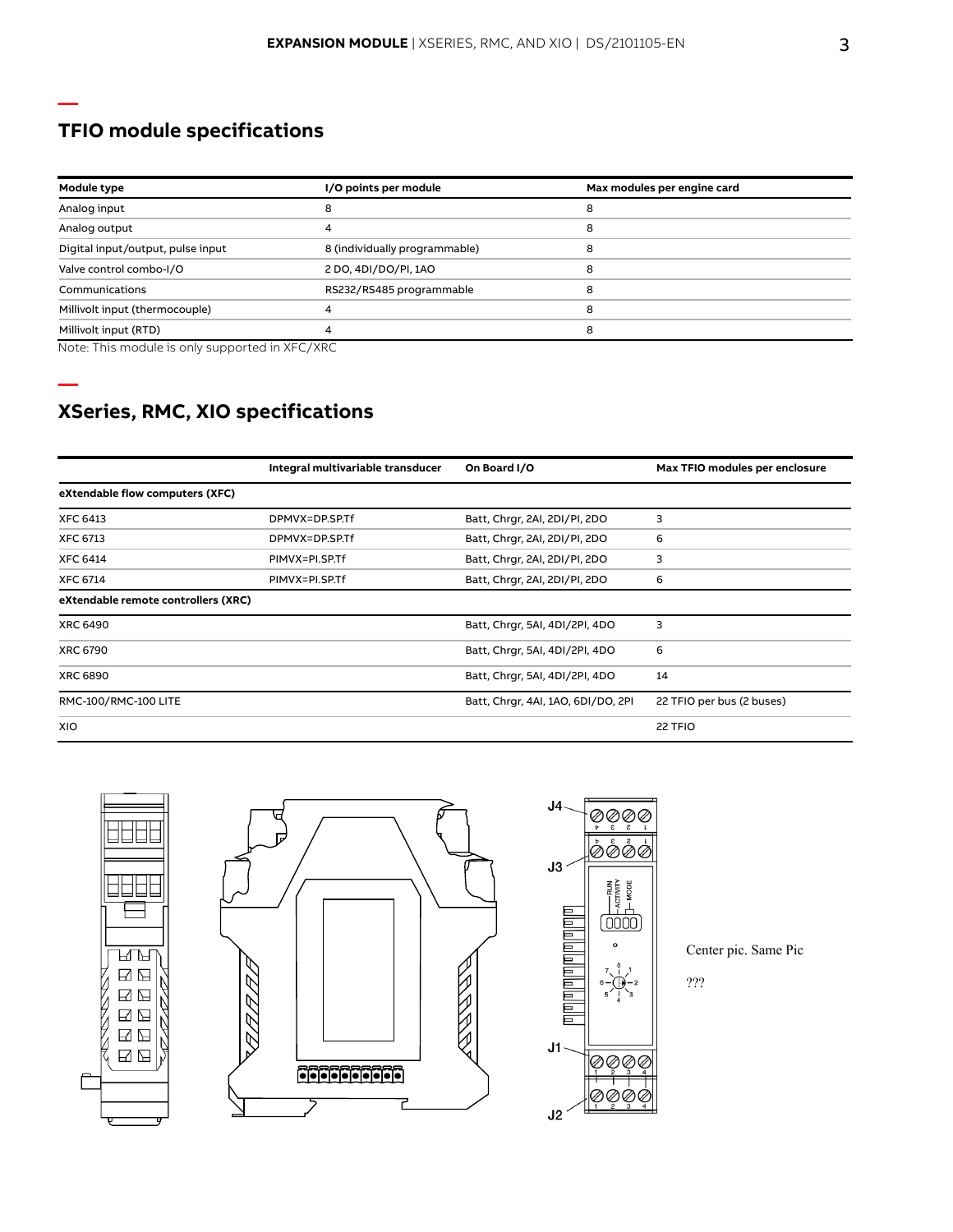## TFIO module specifications

| Module type | I/O points per module | Max modules per engine card |
|---|---|---|
| Analog input | 8 | 8 |
| Analog output | 4 | 8 |
| Digital input/output, pulse input | 8 (individually programmable) | 8 |
| Valve control combo-I/O | 2 DO, 4DI/DO/PI, 1AO | 8 |
| Communications | RS232/RS485 programmable | 8 |
| Millivolt input (thermocouple) | 4 | 8 |
| Millivolt input (RTD) | 4 | 8 |

Note: This module is only supported in XFC/XRC

## XSeries, RMC, XIO specifications

| | Integral multivariable transducer | On Board I/O | Max TFIO modules per enclosure |
|---|---|---|---|
| **eXtendable flow computers (XFC)** | | | |
| XFC 6413 | DPMVX=DP.SP.Tf | Batt, Chrgr, 2AI, 2DI/PI, 2DO | 3 |
| XFC 6713 | DPMVX=DP.SP.Tf | Batt, Chrgr, 2AI, 2DI/PI, 2DO | 6 |
| XFC 6414 | PIMVX=PI.SP.Tf | Batt, Chrgr, 2AI, 2DI/PI, 2DO | 3 |
| XFC 6714 | PIMVX=PI.SP.Tf | Batt, Chrgr, 2AI, 2DI/PI, 2DO | 6 |
| **eXtendable remote controllers (XRC)** | | | |
| XRC 6490 | | Batt, Chrgr, 5AI, 4DI/2PI, 4DO | 3 |
| XRC 6790 | | Batt, Chrgr, 5AI, 4DI/2PI, 4DO | 6 |
| XRC 6890 | | Batt, Chrgr, 5AI, 4DI/2PI, 4DO | 14 |
| RMC-100/RMC-100 LITE | | Batt, Chrgr, 4AI, 1AO, 6DI/DO, 2PI | 22 TFIO per bus (2 buses) |
| XIO | | | 22 TFIO |

Center pic. Same Pic

???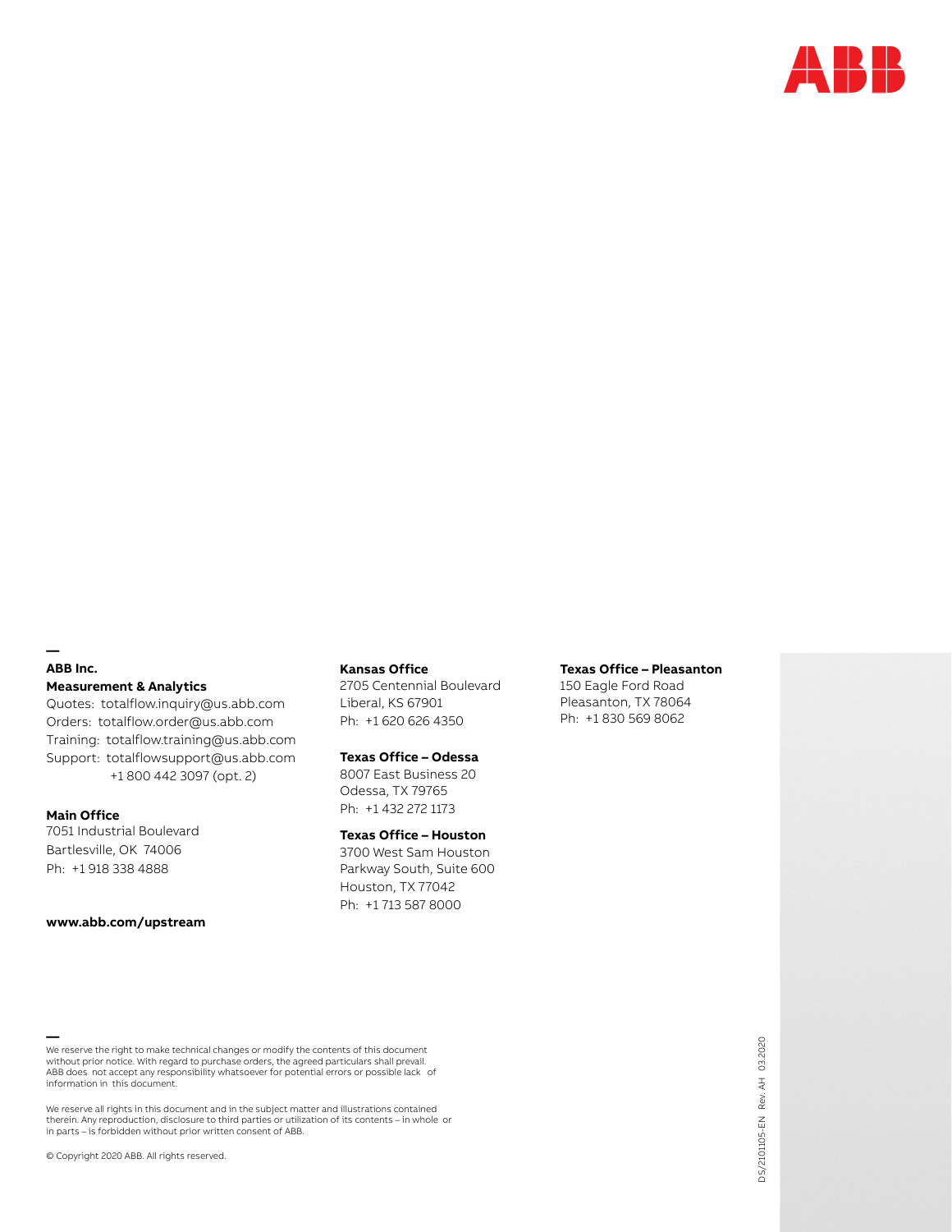**ABB Inc.**
**Measurement & Analytics**
Quotes: totalflow.inquiry@us.abb.com
Orders: totalflow.order@us.abb.com
Training: totalflow.training@us.abb.com
Support: totalflowsupport@us.abb.com
+1 800 442 3097 (opt. 2)

**Main Office**
7051 Industrial Boulevard
Bartlesville, OK 74006
Ph: +1 918 338 4888

**www.abb.com/upstream**

**Kansas Office**
2705 Centennial Boulevard
Liberal, KS 67901
Ph: +1 620 626 4350

**Texas Office – Odessa**
8007 East Business 20
Odessa, TX 79765
Ph: +1 432 272 1173

**Texas Office – Houston**
3700 West Sam Houston
Parkway South, Suite 600
Houston, TX 77042
Ph: +1 713 587 8000

**Texas Office – Pleasanton**
150 Eagle Ford Road
Pleasanton, TX 78064
Ph: +1 830 569 8062

We reserve the right to make technical changes or modify the contents of this document without prior notice. With regard to purchase orders, the agreed particulars shall prevail. ABB does not accept any responsibility whatsoever for potential errors or possible lack of information in this document.

We reserve all rights in this document and in the subject matter and illustrations contained therein. Any reproduction, disclosure to third parties or utilization of its contents – in whole or in parts – is forbidden without prior written consent of ABB.

© Copyright 2020 ABB. All rights reserved.

DS/2101105-EN Rev. AH 03.2020